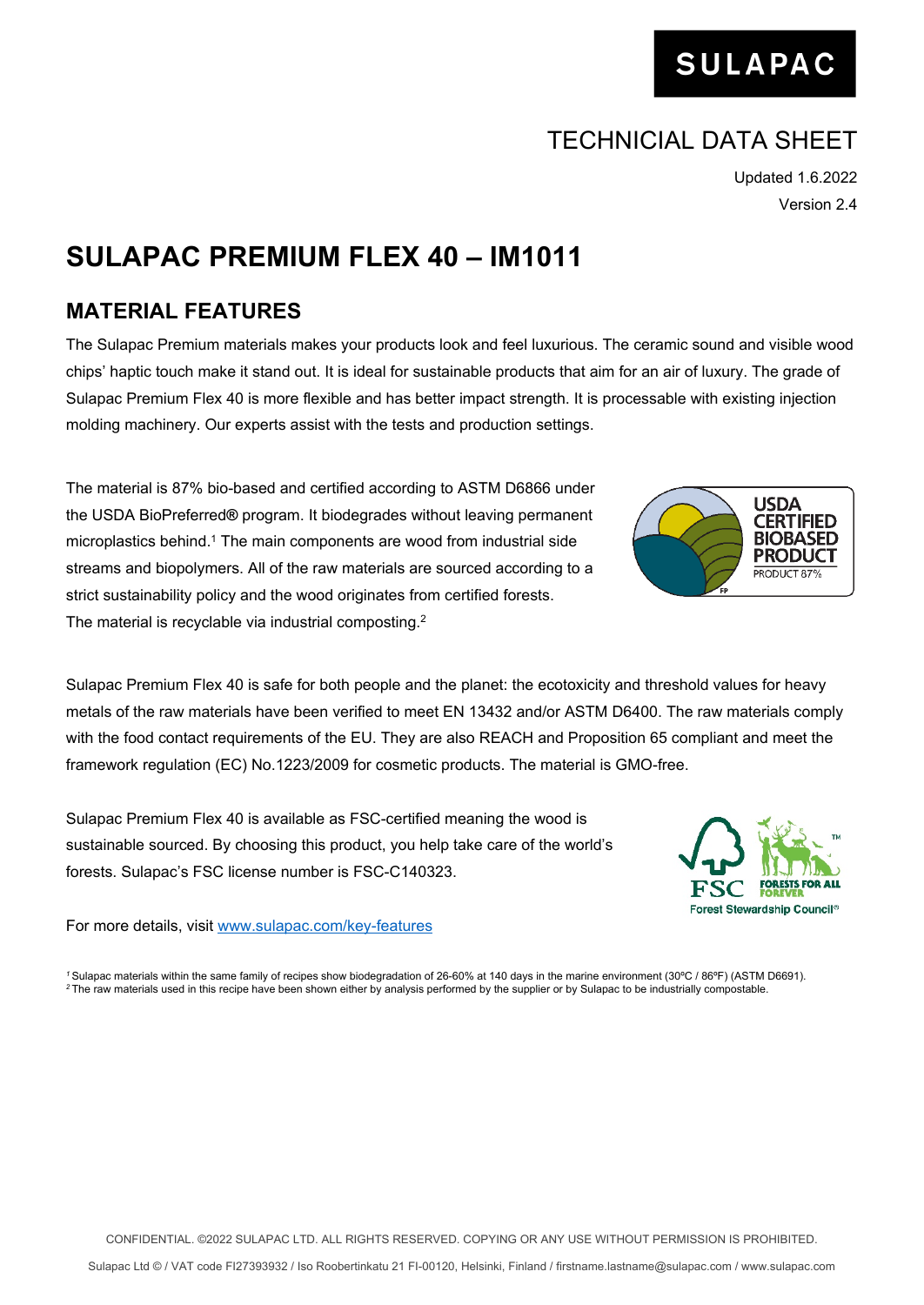SULAPAC

TECHNICIAL DATA SHEET

Updated 1.6.2022

Version 2.4

# SULAPAC PREMIUM FLEX 40 – IM1011

## MATERIAL FEATURES

The Sulapac Premium materials makes your products look and feel luxurious. The ceramic sound and visible wood chips' haptic touch make it stand out. It is ideal for sustainable products that aim for an air of luxury. The grade of Sulapac Premium Flex 40 is more flexible and has better impact strength. It is processable with existing injection molding machinery. Our experts assist with the tests and production settings.

The material is 87% bio-based and certified according to ASTM D6866 under the USDA BioPreferred® program. It biodegrades without leaving permanent microplastics behind.[1] The main components are wood from industrial side streams and biopolymers. All of the raw materials are sourced according to a strict sustainability policy and the wood originates from certified forests. The material is recyclable via industrial composting.[2]

USDA CERTIFIED BIOBASED PRODUCT
PRODUCT 87%

Sulapac Premium Flex 40 is safe for both people and the planet: the ecotoxicity and threshold values for heavy metals of the raw materials have been verified to meet EN 13432 and/or ASTM D6400. The raw materials comply with the food contact requirements of the EU. They are also REACH and Proposition 65 compliant and meet the framework regulation (EC) No.1223/2009 for cosmetic products. The material is GMO-free.

Sulapac Premium Flex 40 is available as FSC-certified meaning the wood is sustainable sourced. By choosing this product, you help take care of the world's forests. Sulapac's FSC license number is FSC-C140323.

FSC FORESTS FOR ALL FOREVER
Forest Stewardship Council®

For more details, visit www.sulapac.com/key-features

[1] Sulapac materials within the same family of recipes show biodegradation of 26-60% at 140 days in the marine environment (30ºC / 86ºF) (ASTM D6691).
[2] The raw materials used in this recipe have been shown either by analysis performed by the supplier or by Sulapac to be industrially compostable.

CONFIDENTIAL. ©2022 SULAPAC LTD. ALL RIGHTS RESERVED. COPYING OR ANY USE WITHOUT PERMISSION IS PROHIBITED.

Sulapac Ltd © / VAT code FI27393932 / Iso Roobertinkatu 21 FI-00120, Helsinki, Finland / firstname.lastname@sulapac.com / www.sulapac.com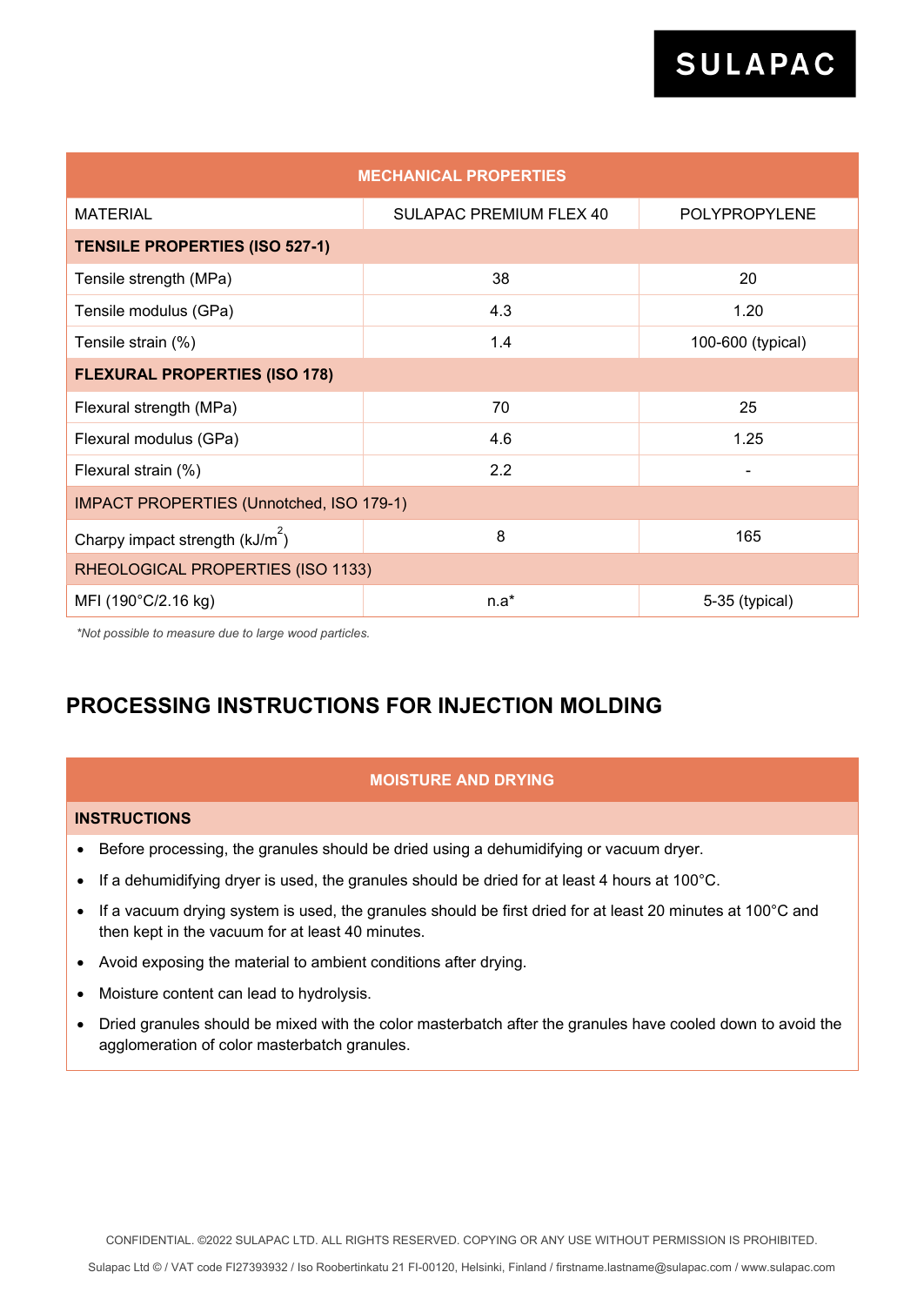| MECHANICAL PROPERTIES | | |
|---|---|---|
| MATERIAL | SULAPAC PREMIUM FLEX 40 | POLYPROPYLENE |
| **TENSILE PROPERTIES (ISO 527-1)** | | |
| Tensile strength (MPa) | 38 | 20 |
| Tensile modulus (GPa) | 4.3 | 1.20 |
| Tensile strain (%) | 1.4 | 100-600 (typical) |
| **FLEXURAL PROPERTIES (ISO 178)** | | |
| Flexural strength (MPa) | 70 | 25 |
| Flexural modulus (GPa) | 4.6 | 1.25 |
| Flexural strain (%) | 2.2 | - |
| IMPACT PROPERTIES (Unnotched, ISO 179-1) | | |
| Charpy impact strength ($kJ/m^2$) | 8 | 165 |
| RHEOLOGICAL PROPERTIES (ISO 1133) | | |
| MFI (190°C/2.16 kg) | n.a* | 5-35 (typical) |

*\*Not possible to measure due to large wood particles.*

## PROCESSING INSTRUCTIONS FOR INJECTION MOLDING

| MOISTURE AND DRYING |
|---|
| **INSTRUCTIONS** |

- Before processing, the granules should be dried using a dehumidifying or vacuum dryer.
- If a dehumidifying dryer is used, the granules should be dried for at least 4 hours at 100°C.
- If a vacuum drying system is used, the granules should be first dried for at least 20 minutes at 100°C and then kept in the vacuum for at least 40 minutes.
- Avoid exposing the material to ambient conditions after drying.
- Moisture content can lead to hydrolysis.
- Dried granules should be mixed with the color masterbatch after the granules have cooled down to avoid the agglomeration of color masterbatch granules.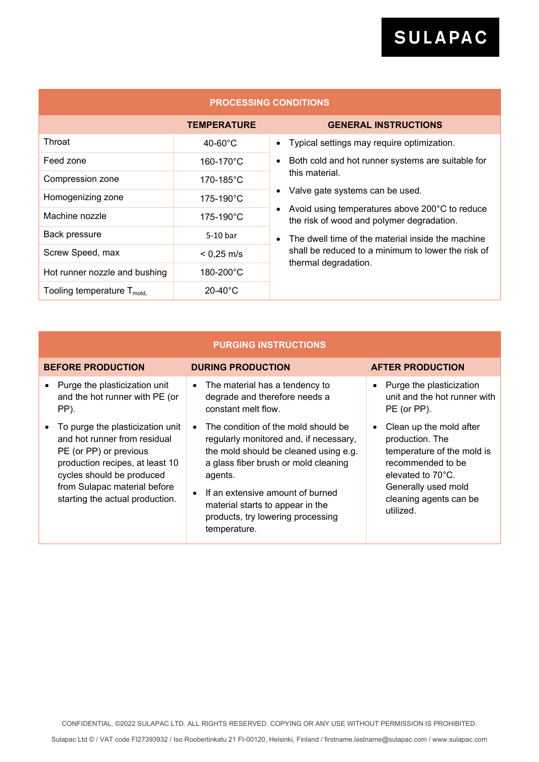## PROCESSING CONDITIONS

| | TEMPERATURE | GENERAL INSTRUCTIONS |
|---|---|---|
| Throat | 40-60°C | • Typical settings may require optimization.<br>• Both cold and hot runner systems are suitable for this material.<br>• Valve gate systems can be used.<br>• Avoid using temperatures above 200°C to reduce the risk of wood and polymer degradation.<br>• The dwell time of the material inside the machine shall be reduced to a minimum to lower the risk of thermal degradation. |
| Feed zone | 160-170°C | |
| Compression zone | 170-185°C | |
| Homogenizing zone | 175-190°C | |
| Machine nozzle | 175-190°C | |
| Back pressure | 5-10 bar | |
| Screw Speed, max | < 0,25 m/s | |
| Hot runner nozzle and bushing | 180-200°C | |
| Tooling temperature $T_{mold,}$ | 20-40°C | |

## PURGING INSTRUCTIONS

| BEFORE PRODUCTION | DURING PRODUCTION | AFTER PRODUCTION |
|---|---|---|
| • Purge the plasticization unit and the hot runner with PE (or PP).<br>• To purge the plasticization unit and hot runner from residual PE (or PP) or previous production recipes, at least 10 cycles should be produced from Sulapac material before starting the actual production. | • The material has a tendency to degrade and therefore needs a constant melt flow.<br>• The condition of the mold should be regularly monitored and, if necessary, the mold should be cleaned using e.g. a glass fiber brush or mold cleaning agents.<br>• If an extensive amount of burned material starts to appear in the products, try lowering processing temperature. | • Purge the plasticization unit and the hot runner with PE (or PP).<br>• Clean up the mold after production. The temperature of the mold is recommended to be elevated to 70°C. Generally used mold cleaning agents can be utilized. |

CONFIDENTIAL. ©2022 SULAPAC LTD. ALL RIGHTS RESERVED. COPYING OR ANY USE WITHOUT PERMISSION IS PROHIBITED.

Sulapac Ltd © / VAT code FI27393932 / Iso Roobertinkatu 21 FI-00120, Helsinki, Finland / firstname.lastname@sulapac.com / www.sulapac.com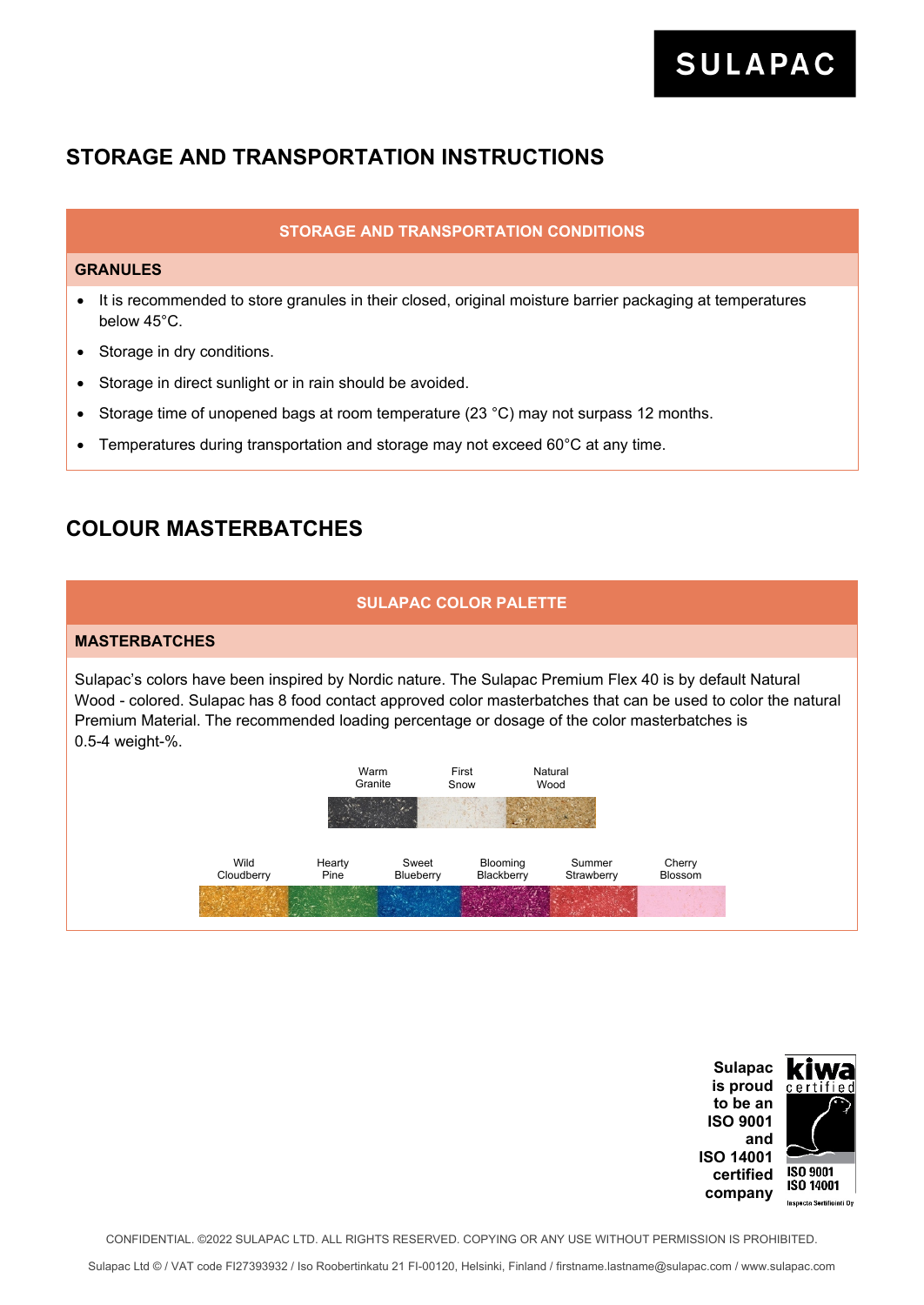# STORAGE AND TRANSPORTATION INSTRUCTIONS

## STORAGE AND TRANSPORTATION CONDITIONS

### GRANULES

- It is recommended to store granules in their closed, original moisture barrier packaging at temperatures below 45°C.
- Storage in dry conditions.
- Storage in direct sunlight or in rain should be avoided.
- Storage time of unopened bags at room temperature (23 °C) may not surpass 12 months.
- Temperatures during transportation and storage may not exceed 60°C at any time.

# COLOUR MASTERBATCHES

## SULAPAC COLOR PALETTE

### MASTERBATCHES

Sulapac's colors have been inspired by Nordic nature. The Sulapac Premium Flex 40 is by default Natural Wood - colored. Sulapac has 8 food contact approved color masterbatches that can be used to color the natural Premium Material. The recommended loading percentage or dosage of the color masterbatches is 0.5-4 weight-%.

Warm Granite

First Snow

Natural Wood

Wild Cloudberry

Hearty Pine

Sweet Blueberry

Blooming Blackberry

Summer Strawberry

Cherry Blossom

Sulapac is proud to be an ISO 9001 and ISO 14001 certified company

kiwa certified ISO 9001 ISO 14001 Inspecta Sertifiointi Oy

CONFIDENTIAL. ©2022 SULAPAC LTD. ALL RIGHTS RESERVED. COPYING OR ANY USE WITHOUT PERMISSION IS PROHIBITED.

Sulapac Ltd © / VAT code FI27393932 / Iso Roobertinkatu 21 FI-00120, Helsinki, Finland / firstname.lastname@sulapac.com / www.sulapac.com